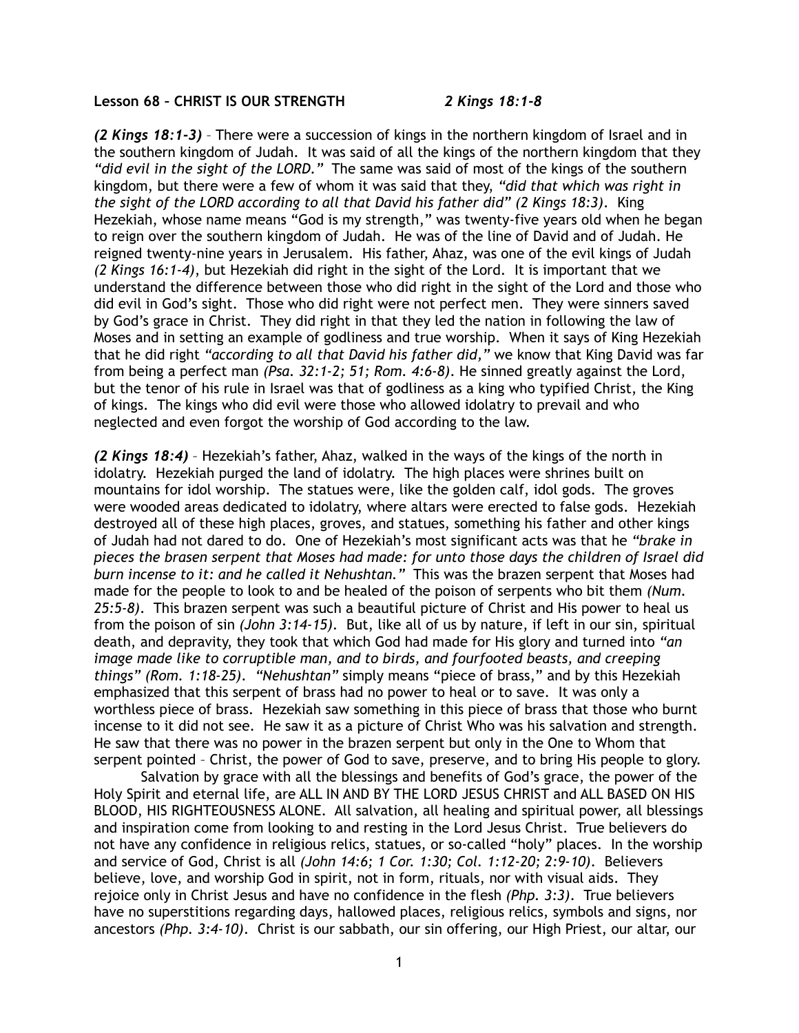**Lesson 68 – CHRIST IS OUR STRENGTH** ***2 Kings 18:1-8***

***(2 Kings 18:1-3)*** – There were a succession of kings in the northern kingdom of Israel and in the southern kingdom of Judah. It was said of all the kings of the northern kingdom that they *"did evil in the sight of the LORD."* The same was said of most of the kings of the southern kingdom, but there were a few of whom it was said that they, *"did that which was right in the sight of the LORD according to all that David his father did" (2 Kings 18:3)*. King Hezekiah, whose name means "God is my strength," was twenty-five years old when he began to reign over the southern kingdom of Judah. He was of the line of David and of Judah. He reigned twenty-nine years in Jerusalem. His father, Ahaz, was one of the evil kings of Judah *(2 Kings 16:1-4)*, but Hezekiah did right in the sight of the Lord. It is important that we understand the difference between those who did right in the sight of the Lord and those who did evil in God's sight. Those who did right were not perfect men. They were sinners saved by God's grace in Christ. They did right in that they led the nation in following the law of Moses and in setting an example of godliness and true worship. When it says of King Hezekiah that he did right *"according to all that David his father did,"* we know that King David was far from being a perfect man *(Psa. 32:1-2; 51; Rom. 4:6-8)*. He sinned greatly against the Lord, but the tenor of his rule in Israel was that of godliness as a king who typified Christ, the King of kings. The kings who did evil were those who allowed idolatry to prevail and who neglected and even forgot the worship of God according to the law.

***(2 Kings 18:4)*** – Hezekiah's father, Ahaz, walked in the ways of the kings of the north in idolatry. Hezekiah purged the land of idolatry. The high places were shrines built on mountains for idol worship. The statues were, like the golden calf, idol gods. The groves were wooded areas dedicated to idolatry, where altars were erected to false gods. Hezekiah destroyed all of these high places, groves, and statues, something his father and other kings of Judah had not dared to do. One of Hezekiah's most significant acts was that he *"brake in pieces the brasen serpent that Moses had made: for unto those days the children of Israel did burn incense to it: and he called it Nehushtan."* This was the brazen serpent that Moses had made for the people to look to and be healed of the poison of serpents who bit them *(Num. 25:5-8)*. This brazen serpent was such a beautiful picture of Christ and His power to heal us from the poison of sin *(John 3:14-15)*. But, like all of us by nature, if left in our sin, spiritual death, and depravity, they took that which God had made for His glory and turned into *"an image made like to corruptible man, and to birds, and fourfooted beasts, and creeping things" (Rom. 1:18-25)*. *"Nehushtan"* simply means "piece of brass," and by this Hezekiah emphasized that this serpent of brass had no power to heal or to save. It was only a worthless piece of brass. Hezekiah saw something in this piece of brass that those who burnt incense to it did not see. He saw it as a picture of Christ Who was his salvation and strength. He saw that there was no power in the brazen serpent but only in the One to Whom that serpent pointed – Christ, the power of God to save, preserve, and to bring His people to glory.

Salvation by grace with all the blessings and benefits of God's grace, the power of the Holy Spirit and eternal life, are ALL IN AND BY THE LORD JESUS CHRIST and ALL BASED ON HIS BLOOD, HIS RIGHTEOUSNESS ALONE. All salvation, all healing and spiritual power, all blessings and inspiration come from looking to and resting in the Lord Jesus Christ. True believers do not have any confidence in religious relics, statues, or so-called "holy" places. In the worship and service of God, Christ is all *(John 14:6; 1 Cor. 1:30; Col. 1:12-20; 2:9-10)*. Believers believe, love, and worship God in spirit, not in form, rituals, nor with visual aids. They rejoice only in Christ Jesus and have no confidence in the flesh *(Php. 3:3)*. True believers have no superstitions regarding days, hallowed places, religious relics, symbols and signs, nor ancestors *(Php. 3:4-10)*. Christ is our sabbath, our sin offering, our High Priest, our altar, our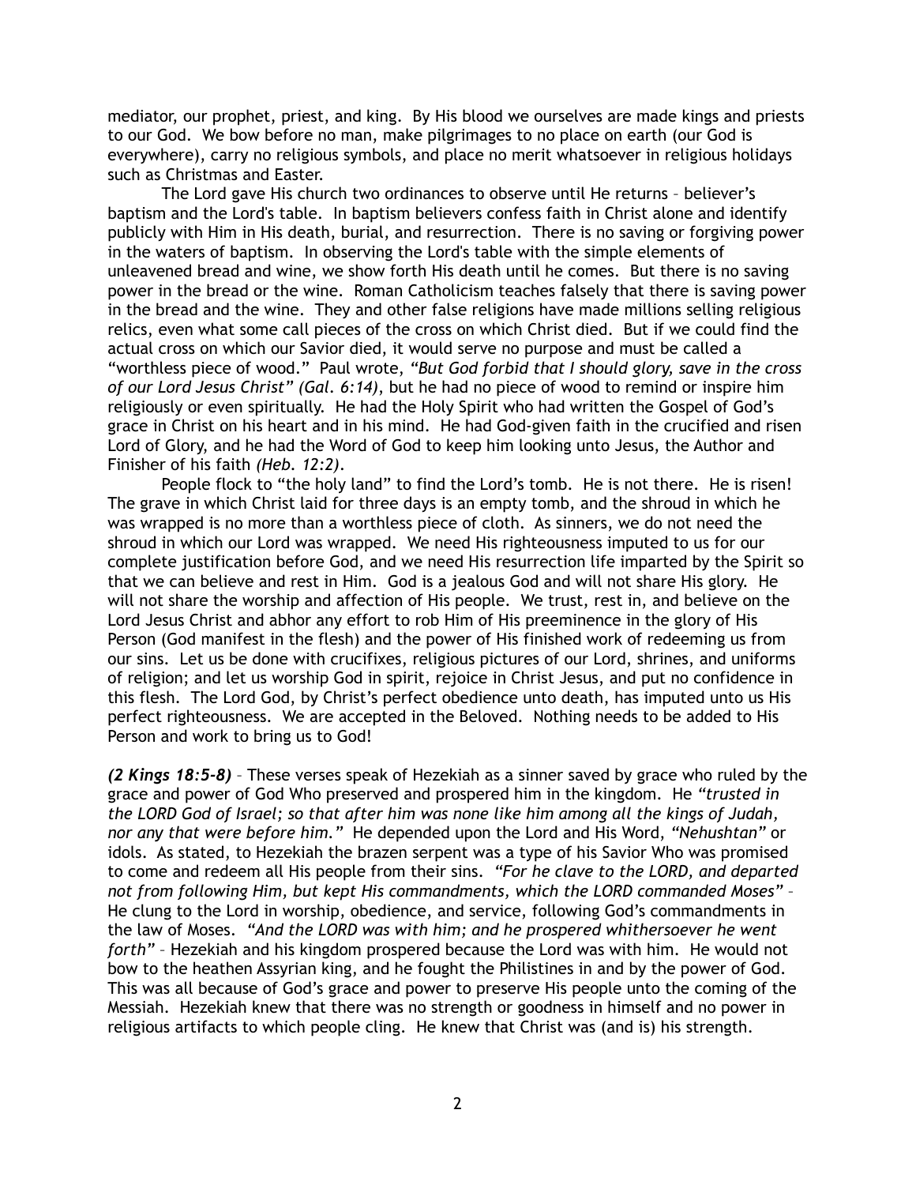mediator, our prophet, priest, and king. By His blood we ourselves are made kings and priests to our God. We bow before no man, make pilgrimages to no place on earth (our God is everywhere), carry no religious symbols, and place no merit whatsoever in religious holidays such as Christmas and Easter.

The Lord gave His church two ordinances to observe until He returns – believer's baptism and the Lord's table. In baptism believers confess faith in Christ alone and identify publicly with Him in His death, burial, and resurrection. There is no saving or forgiving power in the waters of baptism. In observing the Lord's table with the simple elements of unleavened bread and wine, we show forth His death until he comes. But there is no saving power in the bread or the wine. Roman Catholicism teaches falsely that there is saving power in the bread and the wine. They and other false religions have made millions selling religious relics, even what some call pieces of the cross on which Christ died. But if we could find the actual cross on which our Savior died, it would serve no purpose and must be called a "worthless piece of wood." Paul wrote, *"But God forbid that I should glory, save in the cross of our Lord Jesus Christ" (Gal. 6:14)*, but he had no piece of wood to remind or inspire him religiously or even spiritually. He had the Holy Spirit who had written the Gospel of God's grace in Christ on his heart and in his mind. He had God-given faith in the crucified and risen Lord of Glory, and he had the Word of God to keep him looking unto Jesus, the Author and Finisher of his faith *(Heb. 12:2)*.

People flock to "the holy land" to find the Lord's tomb. He is not there. He is risen! The grave in which Christ laid for three days is an empty tomb, and the shroud in which he was wrapped is no more than a worthless piece of cloth. As sinners, we do not need the shroud in which our Lord was wrapped. We need His righteousness imputed to us for our complete justification before God, and we need His resurrection life imparted by the Spirit so that we can believe and rest in Him. God is a jealous God and will not share His glory. He will not share the worship and affection of His people. We trust, rest in, and believe on the Lord Jesus Christ and abhor any effort to rob Him of His preeminence in the glory of His Person (God manifest in the flesh) and the power of His finished work of redeeming us from our sins. Let us be done with crucifixes, religious pictures of our Lord, shrines, and uniforms of religion; and let us worship God in spirit, rejoice in Christ Jesus, and put no confidence in this flesh. The Lord God, by Christ's perfect obedience unto death, has imputed unto us His perfect righteousness. We are accepted in the Beloved. Nothing needs to be added to His Person and work to bring us to God!

***(2 Kings 18:5-8)*** – These verses speak of Hezekiah as a sinner saved by grace who ruled by the grace and power of God Who preserved and prospered him in the kingdom. He *"trusted in the LORD God of Israel; so that after him was none like him among all the kings of Judah, nor any that were before him."* He depended upon the Lord and His Word, *"Nehushtan"* or idols. As stated, to Hezekiah the brazen serpent was a type of his Savior Who was promised to come and redeem all His people from their sins. *"For he clave to the LORD, and departed not from following Him, but kept His commandments, which the LORD commanded Moses"* – He clung to the Lord in worship, obedience, and service, following God's commandments in the law of Moses. *"And the LORD was with him; and he prospered whithersoever he went forth"* – Hezekiah and his kingdom prospered because the Lord was with him. He would not bow to the heathen Assyrian king, and he fought the Philistines in and by the power of God. This was all because of God's grace and power to preserve His people unto the coming of the Messiah. Hezekiah knew that there was no strength or goodness in himself and no power in religious artifacts to which people cling. He knew that Christ was (and is) his strength.